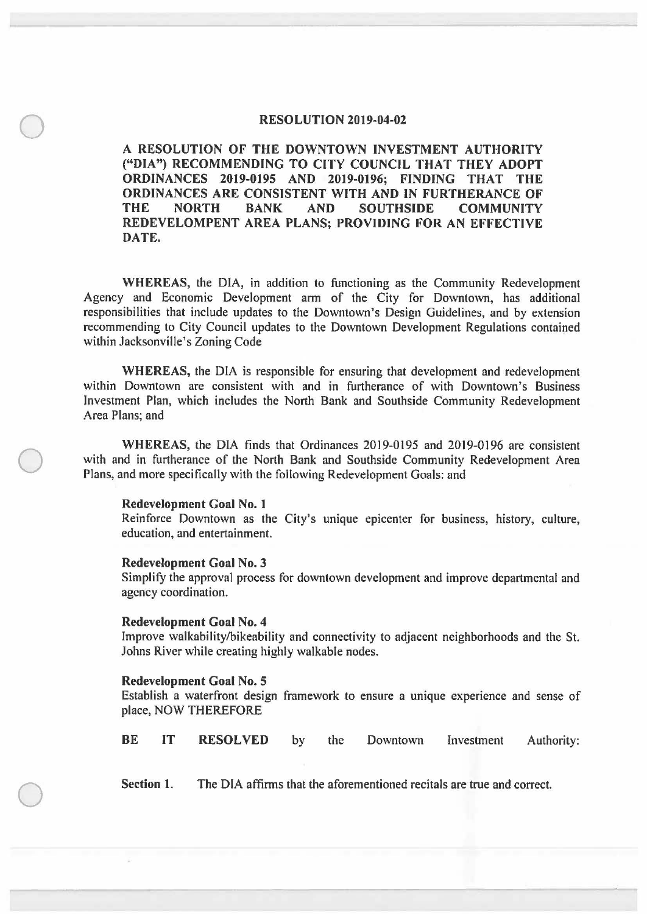# RESOLUTION 2019-04-02

**A RESOLUTION OF THE DOWNTOWN INVESTMENT AUTHORITY ("DIA") RECOMMENDING TO CITY COUNCIL THAT THEY ADOPT ORDINANCES 2019-0195 AND 2019-0196; FINDING THAT THE ORDINANCES ARE CONSISTENT WITH AND IN FURTHERANCE OF THE NORTH BANK AND SOUTHSIDE COMMUNITY REDEVELOMPENT AREA PLANS; PROVIDING FOR AN EFFECTIVE DATE.**

**WHEREAS,** the DIA, in addition to functioning as the Community Redevelopment Agency and Economic Development arm of the City for Downtown, has additional responsibilities that include updates to the Downtown's Design Guidelines, and by extension recommending to City Council updates to the Downtown Development Regulations contained within Jacksonville's Zoning Code

**WHEREAS,** the DIA is responsible for ensuring that development and redevelopment within Downtown are consistent with and in furtherance of with Downtown's Business Investment Plan, which includes the North Bank and Southside Community Redevelopment Area Plans; and

**WHEREAS,** the DIA finds that Ordinances 2019-0195 and 2019-0196 are consistent with and in furtherance of the North Bank and Southside Community Redevelopment Area Plans, and more specifically with the following Redevelopment Goals: and

**Redevelopment Goal No. 1**
Reinforce Downtown as the City's unique epicenter for business, history, culture, education, and entertainment.

**Redevelopment Goal No. 3**
Simplify the approval process for downtown development and improve departmental and agency coordination.

**Redevelopment Goal No. 4**
Improve walkability/bikeability and connectivity to adjacent neighborhoods and the St. Johns River while creating highly walkable nodes.

**Redevelopment Goal No. 5**
Establish a waterfront design framework to ensure a unique experience and sense of place, NOW THEREFORE

**BE IT RESOLVED** by the Downtown Investment Authority:

**Section 1.** The DIA affirms that the aforementioned recitals are true and correct.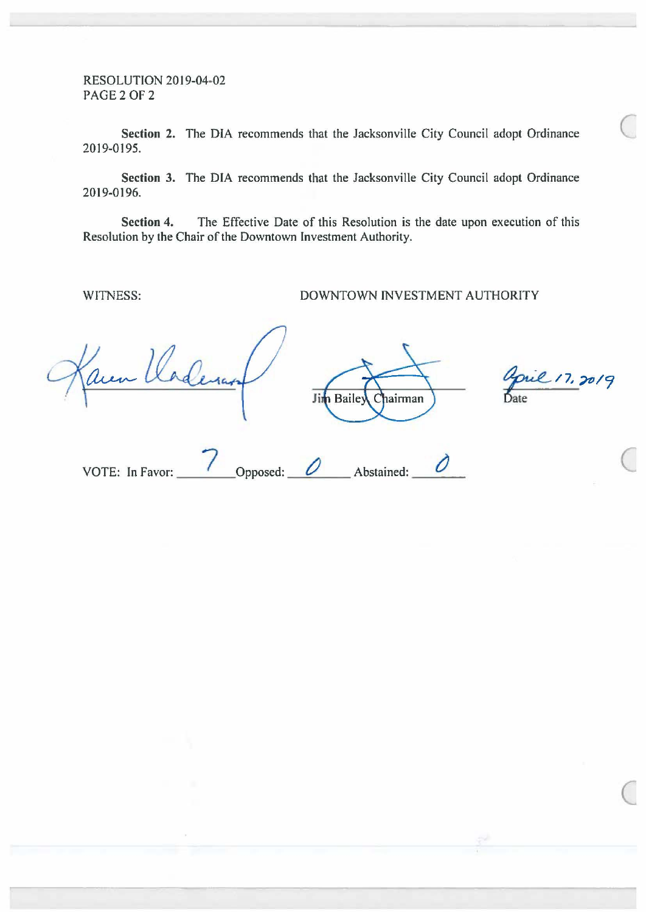RESOLUTION 2019-04-02

**Section 2.** The DIA recommends that the Jacksonville City Council adopt Ordinance 2019-0195.

**Section 3.** The DIA recommends that the Jacksonville City Council adopt Ordinance 2019-0196.

**Section 4.** The Effective Date of this Resolution is the date upon execution of this Resolution by the Chair of the Downtown Investment Authority.

WITNESS:

DOWNTOWN INVESTMENT AUTHORITY

Karen Underwood

Jim Bailey, Chairman

April 17, 2019
Date

VOTE: In Favor: 7 Opposed: 0 Abstained: 0